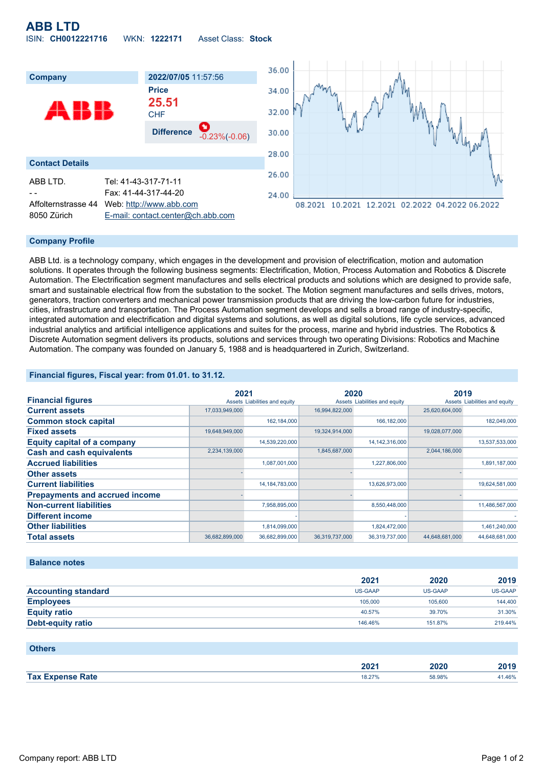# ABB LTD

ISIN: **CH0012221716** WKN: **1222171** Asset Class: **Stock**

| Company | 2022/07/05 11:57:56 |
|---|---|
| | **Price** |
| | **25.51** CHF |
| | **Difference** -0.23%(-0.06) |

## Contact Details

| | |
|---|---|
| ABB LTD. | Tel: 41-43-317-71-11 |
| - - | Fax: 41-44-317-44-20 |
| Affolternstrasse 44 | Web: http://www.abb.com |
| 8050 Zürich | E-mail: contact.center@ch.abb.com |

## Company Profile

ABB Ltd. is a technology company, which engages in the development and provision of electrification, motion and automation solutions. It operates through the following business segments: Electrification, Motion, Process Automation and Robotics & Discrete Automation. The Electrification segment manufactures and sells electrical products and solutions which are designed to provide safe, smart and sustainable electrical flow from the substation to the socket. The Motion segment manufactures and sells drives, motors, generators, traction converters and mechanical power transmission products that are driving the low-carbon future for industries, cities, infrastructure and transportation. The Process Automation segment develops and sells a broad range of industry-specific, integrated automation and electrification and digital systems and solutions, as well as digital solutions, life cycle services, advanced industrial analytics and artificial intelligence applications and suites for the process, marine and hybrid industries. The Robotics & Discrete Automation segment delivers its products, solutions and services through two operating Divisions: Robotics and Machine Automation. The company was founded on January 5, 1988 and is headquartered in Zurich, Switzerland.

## Financial figures, Fiscal year: from 01.01. to 31.12.

| Financial figures | 2021 | | 2020 | | 2019 | |
|---|---|---|---|---|---|---|
| | Assets | Liabilities and equity | Assets | Liabilities and equity | Assets | Liabilities and equity |
| **Current assets** | 17,033,949,000 | | 16,994,822,000 | | 25,620,604,000 | |
| **Common stock capital** | | 162,184,000 | | 166,182,000 | | 182,049,000 |
| **Fixed assets** | 19,648,949,000 | | 19,324,914,000 | | 19,028,077,000 | |
| **Equity capital of a company** | | 14,539,220,000 | | 14,142,316,000 | | 13,537,533,000 |
| **Cash and cash equivalents** | 2,234,139,000 | | 1,845,687,000 | | 2,044,186,000 | |
| **Accrued liabilities** | | 1,087,001,000 | | 1,227,806,000 | | 1,891,187,000 |
| **Other assets** | - | | - | | - | |
| **Current liabilities** | | 14,184,783,000 | | 13,626,973,000 | | 19,624,581,000 |
| **Prepayments and accrued income** | - | | - | | - | |
| **Non-current liabilities** | | 7,958,895,000 | | 8,550,448,000 | | 11,486,567,000 |
| **Different income** | | - | | - | | - |
| **Other liabilities** | | 1,814,099,000 | | 1,824,472,000 | | 1,461,240,000 |
| **Total assets** | 36,682,899,000 | 36,682,899,000 | 36,319,737,000 | 36,319,737,000 | 44,648,681,000 | 44,648,681,000 |

## Balance notes

| | 2021 | 2020 | 2019 |
|---|---|---|---|
| **Accounting standard** | US-GAAP | US-GAAP | US-GAAP |
| **Employees** | 105,000 | 105,600 | 144,400 |
| **Equity ratio** | 40.57% | 39.70% | 31.30% |
| **Debt-equity ratio** | 146.46% | 151.87% | 219.44% |

## Others

| | 2021 | 2020 | 2019 |
|---|---|---|---|
| **Tax Expense Rate** | 18.27% | 58.98% | 41.46% |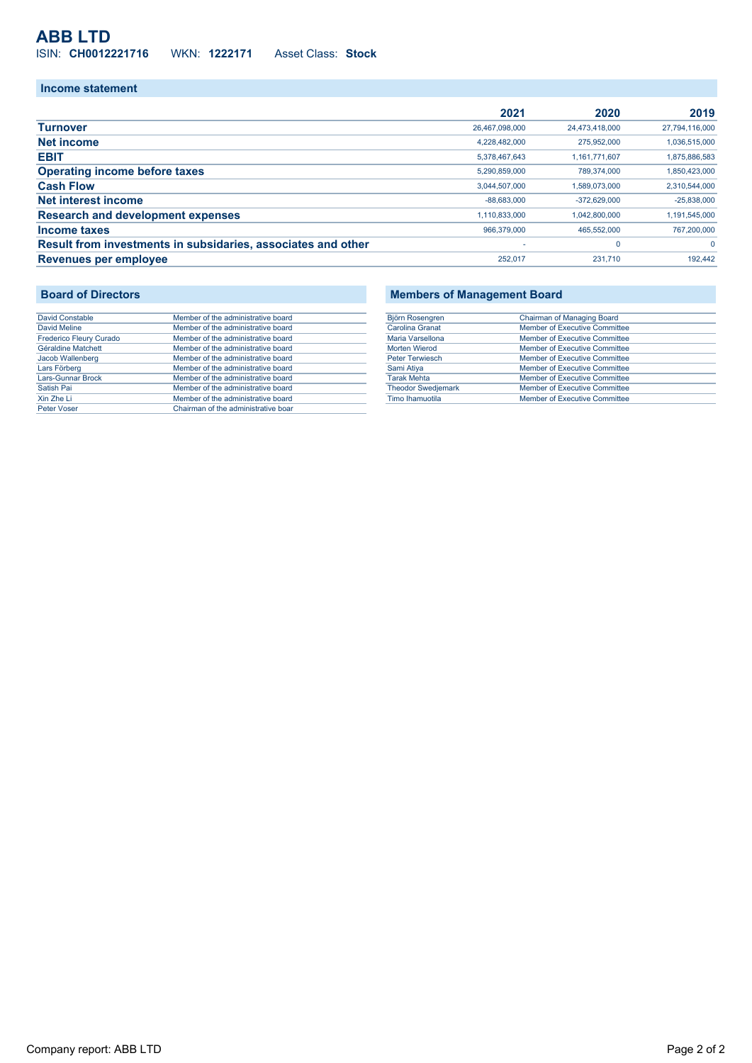# ABB LTD

ISIN: **CH0012221716** WKN: **1222171** Asset Class: **Stock**

## Income statement

| | 2021 | 2020 | 2019 |
|---|---|---|---|
| **Turnover** | 26,467,098,000 | 24,473,418,000 | 27,794,116,000 |
| **Net income** | 4,228,482,000 | 275,952,000 | 1,036,515,000 |
| **EBIT** | 5,378,467,643 | 1,161,771,607 | 1,875,886,583 |
| **Operating income before taxes** | 5,290,859,000 | 789,374,000 | 1,850,423,000 |
| **Cash Flow** | 3,044,507,000 | 1,589,073,000 | 2,310,544,000 |
| **Net interest income** | -88,683,000 | -372,629,000 | -25,838,000 |
| **Research and development expenses** | 1,110,833,000 | 1,042,800,000 | 1,191,545,000 |
| **Income taxes** | 966,379,000 | 465,552,000 | 767,200,000 |
| **Result from investments in subsidaries, associates and other** | - | 0 | 0 |
| **Revenues per employee** | 252,017 | 231,710 | 192,442 |

## Board of Directors

| | |
|---|---|
| David Constable | Member of the administrative board |
| David Meline | Member of the administrative board |
| Frederico Fleury Curado | Member of the administrative board |
| Géraldine Matchett | Member of the administrative board |
| Jacob Wallenberg | Member of the administrative board |
| Lars Förberg | Member of the administrative board |
| Lars-Gunnar Brock | Member of the administrative board |
| Satish Pai | Member of the administrative board |
| Xin Zhe Li | Member of the administrative board |
| Peter Voser | Chairman of the administrative boar |

## Members of Management Board

| | |
|---|---|
| Björn Rosengren | Chairman of Managing Board |
| Carolina Granat | Member of Executive Committee |
| Maria Varsellona | Member of Executive Committee |
| Morten Wierod | Member of Executive Committee |
| Peter Terwiesch | Member of Executive Committee |
| Sami Atiya | Member of Executive Committee |
| Tarak Mehta | Member of Executive Committee |
| Theodor Swedjemark | Member of Executive Committee |
| Timo Ihamuotila | Member of Executive Committee |